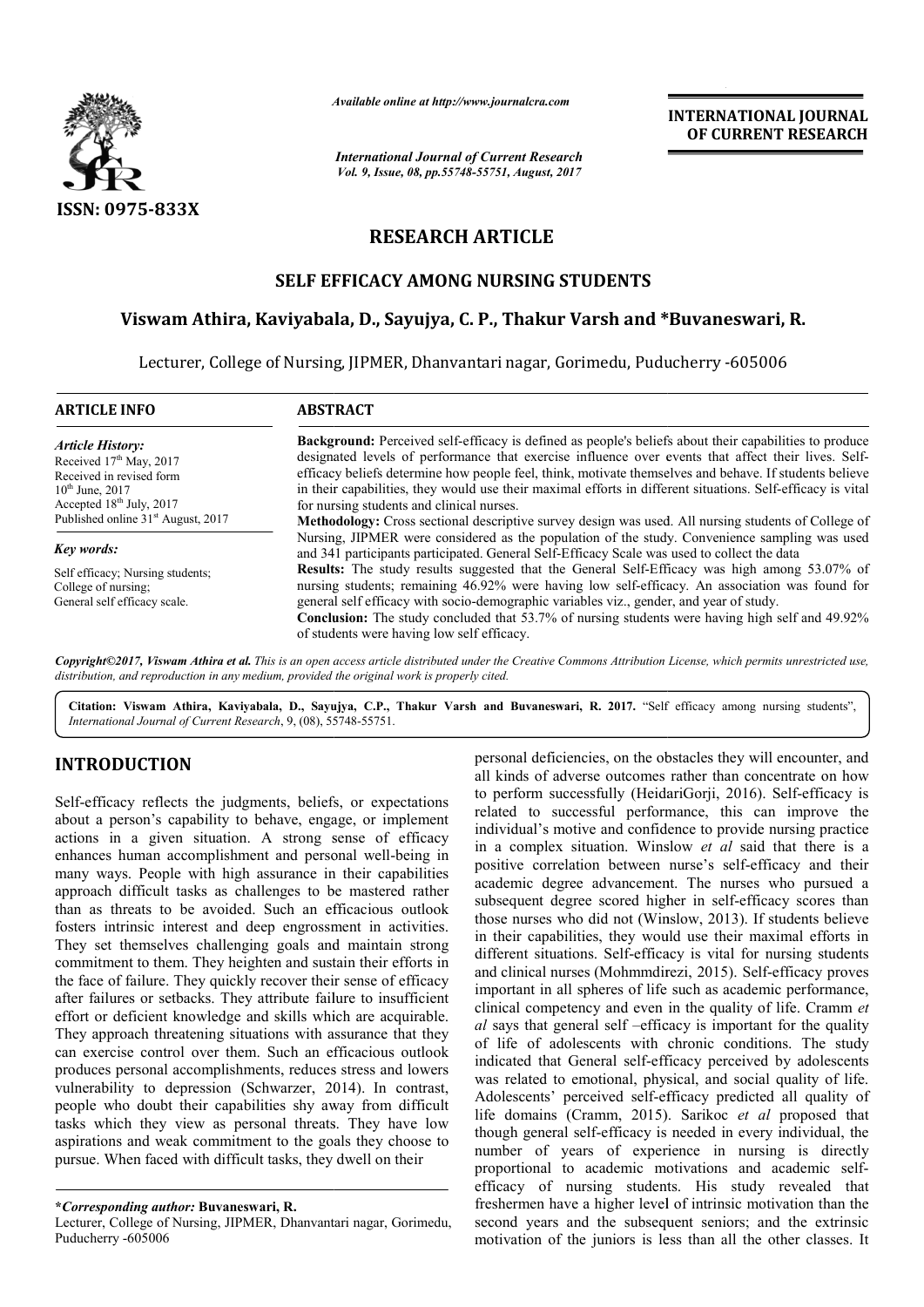*Available online at http://www.journalcra.com*

*International Journal of Current Research*
*Vol. 9, Issue, 08, pp.55748-55751, August, 2017*

**INTERNATIONAL JOURNAL OF CURRENT RESEARCH**

ISSN: 0975-833X

# RESEARCH ARTICLE

## SELF EFFICACY AMONG NURSING STUDENTS

### Viswam Athira, Kaviyabala, D., Sayujya, C. P., Thakur Varsh and *Buvaneswari, R.

Lecturer, College of Nursing, JIPMER, Dhanvantari nagar, Gorimedu, Puducherry -605006

**ARTICLE INFO**

*Article History:*
Received 17th May, 2017
Received in revised form
10th June, 2017
Accepted 18th July, 2017
Published online 31st August, 2017

*Key words:*
Self efficacy; Nursing students; College of nursing; General self efficacy scale.

**ABSTRACT**

**Background:** Perceived self-efficacy is defined as people's beliefs about their capabilities to produce designated levels of performance that exercise influence over events that affect their lives. Self-efficacy beliefs determine how people feel, think, motivate themselves and behave. If students believe in their capabilities, they would use their maximal efforts in different situations. Self-efficacy is vital for nursing students and clinical nurses.

**Methodology:** Cross sectional descriptive survey design was used. All nursing students of College of Nursing, JIPMER were considered as the population of the study. Convenience sampling was used and 341 participants participated. General Self-Efficacy Scale was used to collect the data

**Results:** The study results suggested that the General Self-Efficacy was high among 53.07% of nursing students; remaining 46.92% were having low self-efficacy. An association was found for general self efficacy with socio-demographic variables viz., gender, and year of study.

**Conclusion:** The study concluded that 53.7% of nursing students were having high self and 49.92% of students were having low self efficacy.

*Copyright©2017, Viswam Athira et al. This is an open access article distributed under the Creative Commons Attribution License, which permits unrestricted use, distribution, and reproduction in any medium, provided the original work is properly cited.*

**Citation: Viswam Athira, Kaviyabala, D., Sayujya, C.P., Thakur Varsh and Buvaneswari, R. 2017.** "Self efficacy among nursing students", *International Journal of Current Research*, 9, (08), 55748-55751.

## INTRODUCTION

Self-efficacy reflects the judgments, beliefs, or expectations about a person's capability to behave, engage, or implement actions in a given situation. A strong sense of efficacy enhances human accomplishment and personal well-being in many ways. People with high assurance in their capabilities approach difficult tasks as challenges to be mastered rather than as threats to be avoided. Such an efficacious outlook fosters intrinsic interest and deep engrossment in activities. They set themselves challenging goals and maintain strong commitment to them. They heighten and sustain their efforts in the face of failure. They quickly recover their sense of efficacy after failures or setbacks. They attribute failure to insufficient effort or deficient knowledge and skills which are acquirable. They approach threatening situations with assurance that they can exercise control over them. Such an efficacious outlook produces personal accomplishments, reduces stress and lowers vulnerability to depression (Schwarzer, 2014). In contrast, people who doubt their capabilities shy away from difficult tasks which they view as personal threats. They have low aspirations and weak commitment to the goals they choose to pursue. When faced with difficult tasks, they dwell on their personal deficiencies, on the obstacles they will encounter, and all kinds of adverse outcomes rather than concentrate on how to perform successfully (HeidariGorji, 2016). Self-efficacy is related to successful performance, this can improve the individual's motive and confidence to provide nursing practice in a complex situation. Winslow *et al* said that there is a positive correlation between nurse's self-efficacy and their academic degree advancement. The nurses who pursued a subsequent degree scored higher in self-efficacy scores than those nurses who did not (Winslow, 2013). If students believe in their capabilities, they would use their maximal efforts in different situations. Self-efficacy is vital for nursing students and clinical nurses (Mohmmdirezi, 2015). Self-efficacy proves important in all spheres of life such as academic performance, clinical competency and even in the quality of life. Cramm *et al* says that general self –efficacy is important for the quality of life of adolescents with chronic conditions. The study indicated that General self-efficacy perceived by adolescents was related to emotional, physical, and social quality of life. Adolescents' perceived self-efficacy predicted all quality of life domains (Cramm, 2015). Sarikoc *et al* proposed that though general self-efficacy is needed in every individual, the number of years of experience in nursing is directly proportional to academic motivations and academic self-efficacy of nursing students. His study revealed that freshermen have a higher level of intrinsic motivation than the second years and the subsequent seniors; and the extrinsic motivation of the juniors is less than all the other classes. It

---

***Corresponding author:* Buvaneswari, R.**
Lecturer, College of Nursing, JIPMER, Dhanvantari nagar, Gorimedu, Puducherry -605006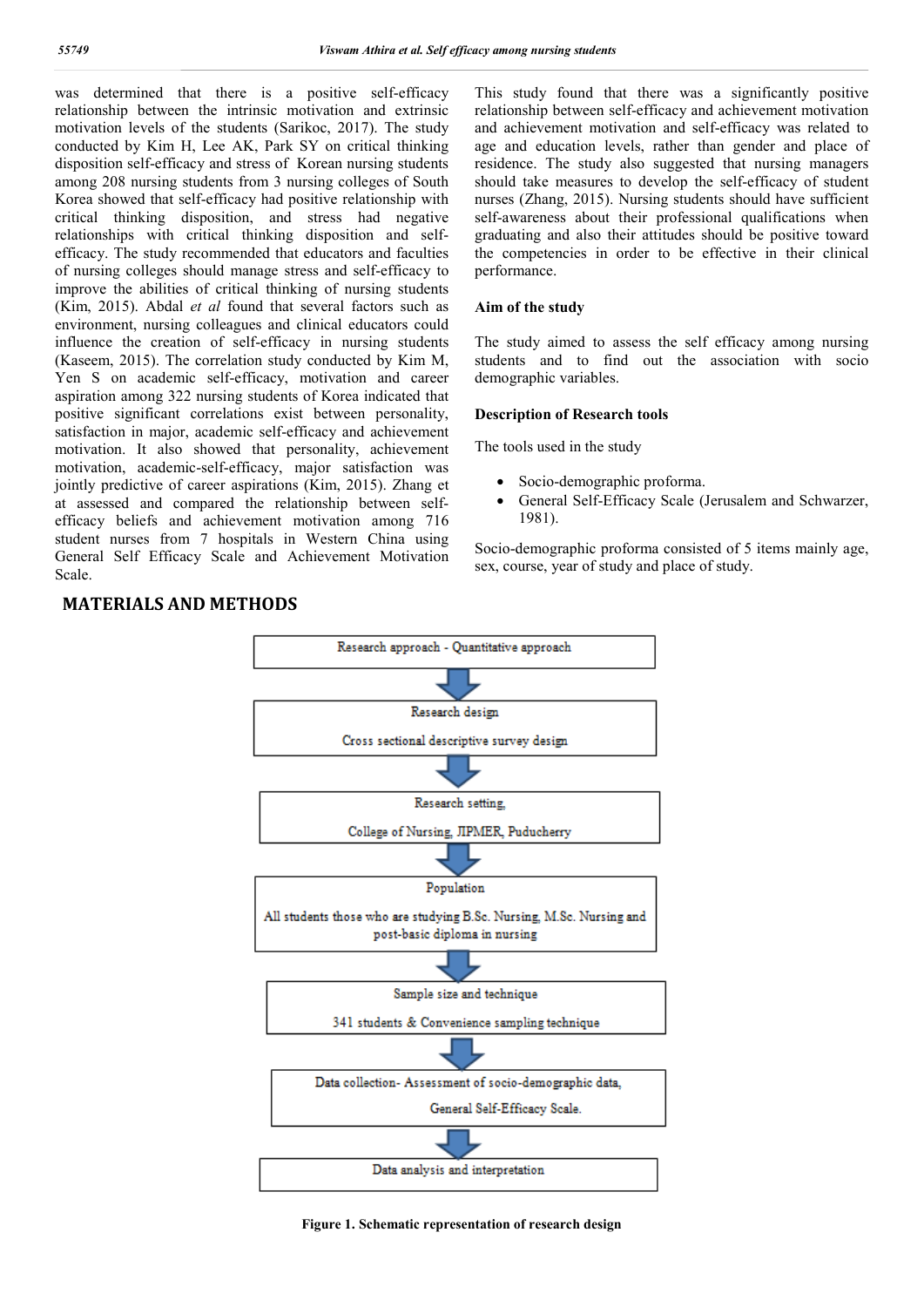was determined that there is a positive self-efficacy relationship between the intrinsic motivation and extrinsic motivation levels of the students (Sarikoc, 2017). The study conducted by Kim H, Lee AK, Park SY on critical thinking disposition self-efficacy and stress of Korean nursing students among 208 nursing students from 3 nursing colleges of South Korea showed that self-efficacy had positive relationship with critical thinking disposition, and stress had negative relationships with critical thinking disposition and self-efficacy. The study recommended that educators and faculties of nursing colleges should manage stress and self-efficacy to improve the abilities of critical thinking of nursing students (Kim, 2015). Abdal *et al* found that several factors such as environment, nursing colleagues and clinical educators could influence the creation of self-efficacy in nursing students (Kaseem, 2015). The correlation study conducted by Kim M, Yen S on academic self-efficacy, motivation and career aspiration among 322 nursing students of Korea indicated that positive significant correlations exist between personality, satisfaction in major, academic self-efficacy and achievement motivation. It also showed that personality, achievement motivation, academic-self-efficacy, major satisfaction was jointly predictive of career aspirations (Kim, 2015). Zhang et at assessed and compared the relationship between self-efficacy beliefs and achievement motivation among 716 student nurses from 7 hospitals in Western China using General Self Efficacy Scale and Achievement Motivation Scale. This study found that there was a significantly positive relationship between self-efficacy and achievement motivation and achievement motivation and self-efficacy was related to age and education levels, rather than gender and place of residence. The study also suggested that nursing managers should take measures to develop the self-efficacy of student nurses (Zhang, 2015). Nursing students should have sufficient self-awareness about their professional qualifications when graduating and also their attitudes should be positive toward the competencies in order to be effective in their clinical performance.

### Aim of the study

The study aimed to assess the self efficacy among nursing students and to find out the association with socio demographic variables.

### Description of Research tools

The tools used in the study

- Socio-demographic proforma.
- General Self-Efficacy Scale (Jerusalem and Schwarzer, 1981).

Socio-demographic proforma consisted of 5 items mainly age, sex, course, year of study and place of study.

## MATERIALS AND METHODS

Research approach - Quantitative approach

↓

Research design

Cross sectional descriptive survey design

↓

Research setting,

College of Nursing, JIPMER, Puducherry

↓

Population

All students those who are studying B.Sc. Nursing, M.Sc. Nursing and post-basic diploma in nursing

↓

Sample size and technique

341 students & Convenience sampling technique

↓

Data collection- Assessment of socio-demographic data, General Self-Efficacy Scale.

↓

Data analysis and interpretation

**Figure 1. Schematic representation of research design**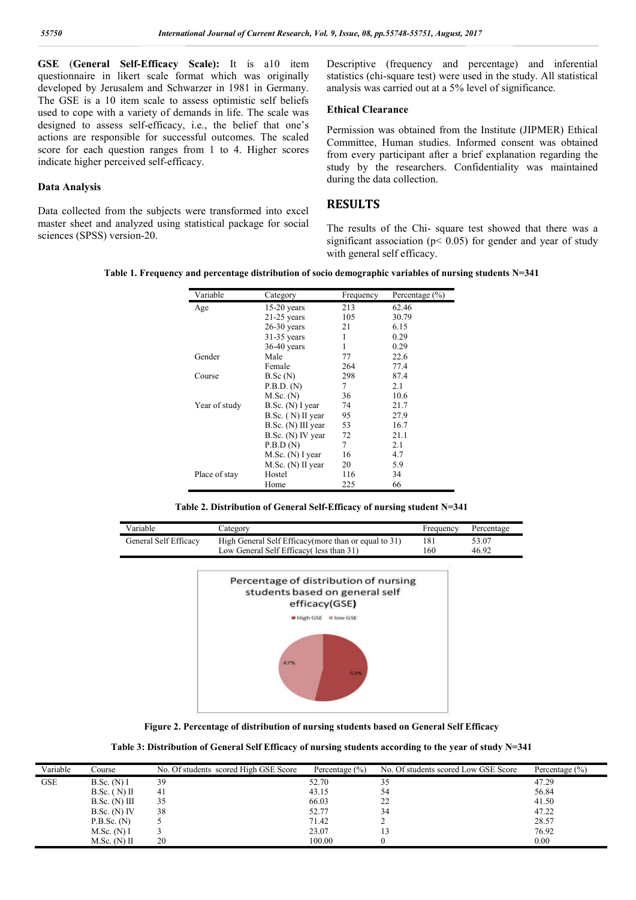**GSE (General Self-Efficacy Scale):** It is a10 item questionnaire in likert scale format which was originally developed by Jerusalem and Schwarzer in 1981 in Germany. The GSE is a 10 item scale to assess optimistic self beliefs used to cope with a variety of demands in life. The scale was designed to assess self-efficacy, i.e., the belief that one's actions are responsible for successful outcomes. The scaled score for each question ranges from 1 to 4. Higher scores indicate higher perceived self-efficacy.

### Data Analysis

Data collected from the subjects were transformed into excel master sheet and analyzed using statistical package for social sciences (SPSS) version-20.

Descriptive (frequency and percentage) and inferential statistics (chi-square test) were used in the study. All statistical analysis was carried out at a 5% level of significance.

### Ethical Clearance

Permission was obtained from the Institute (JIPMER) Ethical Committee, Human studies. Informed consent was obtained from every participant after a brief explanation regarding the study by the researchers. Confidentiality was maintained during the data collection.

## RESULTS

The results of the Chi- square test showed that there was a significant association ($p < 0.05$) for gender and year of study with general self efficacy.

**Table 1. Frequency and percentage distribution of socio demographic variables of nursing students N=341**

| Variable | Category | Frequency | Percentage (%) |
|---|---|---|---|
| Age | 15-20 years | 213 | 62.46 |
| | 21-25 years | 105 | 30.79 |
| | 26-30 years | 21 | 6.15 |
| | 31-35 years | 1 | 0.29 |
| | 36-40 years | 1 | 0.29 |
| Gender | Male | 77 | 22.6 |
| | Female | 264 | 77.4 |
| Course | B.Sc (N) | 298 | 87.4 |
| | P.B.D. (N) | 7 | 2.1 |
| | M.Sc. (N) | 36 | 10.6 |
| Year of study | B.Sc. (N) I year | 74 | 21.7 |
| | B.Sc. ( N) II year | 95 | 27.9 |
| | B.Sc. (N) III year | 53 | 16.7 |
| | B.Sc. (N) IV year | 72 | 21.1 |
| | P.B.D (N) | 7 | 2.1 |
| | M.Sc. (N) I year | 16 | 4.7 |
| | M.Sc. (N) II year | 20 | 5.9 |
| Place of stay | Hostel | 116 | 34 |
| | Home | 225 | 66 |

**Table 2. Distribution of General Self-Efficacy of nursing student N=341**

| Variable | Category | Frequency | Percentage |
|---|---|---|---|
| General Self Efficacy | High General Self Efficacy(more than or equal to 31) | 181 | 53.07 |
| | Low General Self Efficacy( less than 31) | 160 | 46.92 |

**Figure 2. Percentage of distribution of nursing students based on General Self Efficacy**

**Table 3: Distribution of General Self Efficacy of nursing students according to the year of study N=341**

| Variable | Course | No. Of students scored High GSE Score | Percentage (%) | No. Of students scored Low GSE Score | Percentage (%) |
|---|---|---|---|---|---|
| GSE | B.Sc. (N) I | 39 | 52.70 | 35 | 47.29 |
| | B.Sc. ( N) II | 41 | 43.15 | 54 | 56.84 |
| | B.Sc. (N) III | 35 | 66.03 | 22 | 41.50 |
| | B.Sc. (N) IV | 38 | 52.77 | 34 | 47.22 |
| | P.B.Sc. (N) | 5 | 71.42 | 2 | 28.57 |
| | M.Sc. (N) I | 3 | 23.07 | 13 | 76.92 |
| | M.Sc. (N) II | 20 | 100.00 | 0 | 0.00 |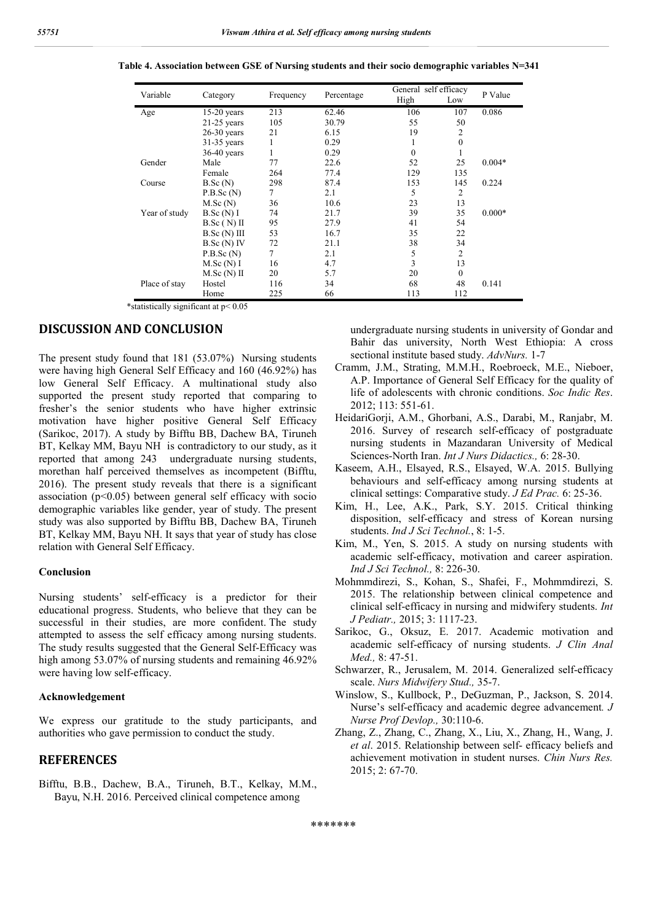**Table 4. Association between GSE of Nursing students and their socio demographic variables N=341**

| Variable | Category | Frequency | Percentage | General self efficacy | | P Value |
|---|---|---|---|---|---|---|
| | | | | High | Low | |
| Age | 15-20 years | 213 | 62.46 | 106 | 107 | 0.086 |
| | 21-25 years | 105 | 30.79 | 55 | 50 | |
| | 26-30 years | 21 | 6.15 | 19 | 2 | |
| | 31-35 years | 1 | 0.29 | 1 | 0 | |
| | 36-40 years | 1 | 0.29 | 0 | 1 | |
| Gender | Male | 77 | 22.6 | 52 | 25 | 0.004* |
| | Female | 264 | 77.4 | 129 | 135 | |
| Course | B.Sc (N) | 298 | 87.4 | 153 | 145 | 0.224 |
| | P.B.Sc (N) | 7 | 2.1 | 5 | 2 | |
| | M.Sc (N) | 36 | 10.6 | 23 | 13 | |
| Year of study | B.Sc (N) I | 74 | 21.7 | 39 | 35 | 0.000* |
| | B.Sc ( N) II | 95 | 27.9 | 41 | 54 | |
| | B.Sc (N) III | 53 | 16.7 | 35 | 22 | |
| | B.Sc (N) IV | 72 | 21.1 | 38 | 34 | |
| | P.B.Sc (N) | 7 | 2.1 | 5 | 2 | |
| | M.Sc (N) I | 16 | 4.7 | 3 | 13 | |
| | M.Sc (N) II | 20 | 5.7 | 20 | 0 | |
| Place of stay | Hostel | 116 | 34 | 68 | 48 | 0.141 |
| | Home | 225 | 66 | 113 | 112 | |

*statistically significant at $p < 0.05$

## DISCUSSION AND CONCLUSION

The present study found that 181 (53.07%) Nursing students were having high General Self Efficacy and 160 (46.92%) has low General Self Efficacy. A multinational study also supported the present study reported that comparing to fresher's the senior students who have higher extrinsic motivation have higher positive General Self Efficacy (Sarikoc, 2017). A study by Bifftu BB, Dachew BA, Tiruneh BT, Kelkay MM, Bayu NH is contradictory to our study, as it reported that among 243 undergraduate nursing students, morethan half perceived themselves as incompetent (Bifftu, 2016). The present study reveals that there is a significant association ($p<0.05$) between general self efficacy with socio demographic variables like gender, year of study. The present study was also supported by Bifftu BB, Dachew BA, Tiruneh BT, Kelkay MM, Bayu NH. It says that year of study has close relation with General Self Efficacy.

### Conclusion

Nursing students' self-efficacy is a predictor for their educational progress. Students, who believe that they can be successful in their studies, are more confident. The study attempted to assess the self efficacy among nursing students. The study results suggested that the General Self-Efficacy was high among 53.07% of nursing students and remaining 46.92% were having low self-efficacy.

### Acknowledgement

We express our gratitude to the study participants, and authorities who gave permission to conduct the study.

## REFERENCES

Bifftu, B.B., Dachew, B.A., Tiruneh, B.T., Kelkay, M.M., Bayu, N.H. 2016. Perceived clinical competence among undergraduate nursing students in university of Gondar and Bahir das university, North West Ethiopia: A cross sectional institute based study. *AdvNurs.* 1-7

Cramm, J.M., Strating, M.M.H., Roebroeck, M.E., Nieboer, A.P. Importance of General Self Efficacy for the quality of life of adolescents with chronic conditions. *Soc Indic Res*. 2012; 113: 551-61.

HeidariGorji, A.M., Ghorbani, A.S., Darabi, M., Ranjabr, M. 2016. Survey of research self-efficacy of postgraduate nursing students in Mazandaran University of Medical Sciences-North Iran. *Int J Nurs Didactics.,* 6: 28-30.

Kaseem, A.H., Elsayed, R.S., Elsayed, W.A. 2015. Bullying behaviours and self-efficacy among nursing students at clinical settings: Comparative study. *J Ed Prac.* 6: 25-36.

Kim, H., Lee, A.K., Park, S.Y. 2015. Critical thinking disposition, self-efficacy and stress of Korean nursing students. *Ind J Sci Technol.*, 8: 1-5.

Kim, M., Yen, S. 2015. A study on nursing students with academic self-efficacy, motivation and career aspiration. *Ind J Sci Technol.,* 8: 226-30.

Mohmmdirezi, S., Kohan, S., Shafei, F., Mohmmdirezi, S. 2015. The relationship between clinical competence and clinical self-efficacy in nursing and midwifery students. *Int J Pediatr.,* 2015; 3: 1117-23.

Sarikoc, G., Oksuz, E. 2017. Academic motivation and academic self-efficacy of nursing students. *J Clin Anal Med.,* 8: 47-51.

Schwarzer, R., Jerusalem, M. 2014. Generalized self-efficacy scale. *Nurs Midwifery Stud.,* 35-7.

Winslow, S., Kullbock, P., DeGuzman, P., Jackson, S. 2014. Nurse's self-efficacy and academic degree advancement*. J Nurse Prof Devlop.,* 30:110-6.

Zhang, Z., Zhang, C., Zhang, X., Liu, X., Zhang, H., Wang, J. *et al*. 2015. Relationship between self- efficacy beliefs and achievement motivation in student nurses. *Chin Nurs Res.* 2015; 2: 67-70.

*******